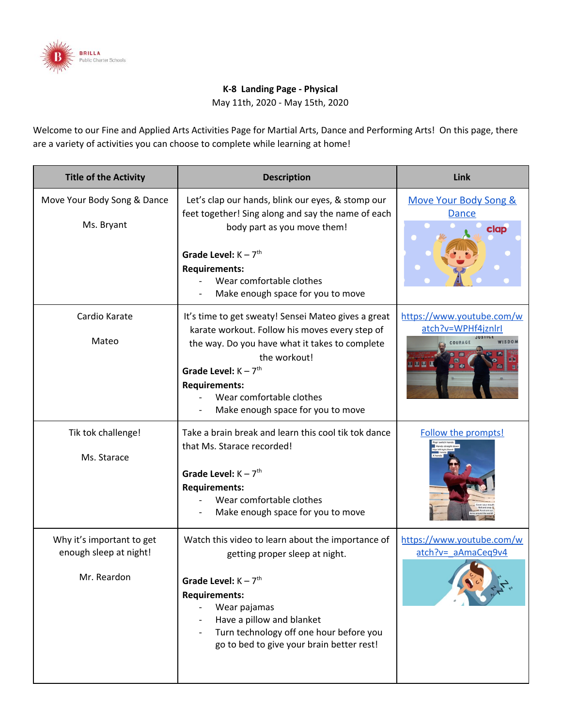BRILLA
Public Charter Schools

**K-8 Landing Page - Physical**

May 11th, 2020 - May 15th, 2020

Welcome to our Fine and Applied Arts Activities Page for Martial Arts, Dance and Performing Arts! On this page, there are a variety of activities you can choose to complete while learning at home!

| Title of the Activity | Description | Link |
|---|---|---|
| Move Your Body Song & Dance<br><br>Ms. Bryant | Let's clap our hands, blink our eyes, & stomp our feet together! Sing along and say the name of each body part as you move them!<br><br>**Grade Level:** K – 7th<br>**Requirements:**<br>- Wear comfortable clothes<br>- Make enough space for you to move | Move Your Body Song & Dance |
| Cardio Karate<br><br>Mateo | It's time to get sweaty! Sensei Mateo gives a great karate workout. Follow his moves every step of the way. Do you have what it takes to complete the workout!<br>**Grade Level:** K – 7th<br>**Requirements:**<br>- Wear comfortable clothes<br>- Make enough space for you to move | https://www.youtube.com/watch?v=WPHf4jznlrI |
| Tik tok challenge!<br><br>Ms. Starace | Take a brain break and learn this cool tik tok dance that Ms. Starace recorded!<br><br>**Grade Level:** K – 7th<br>**Requirements:**<br>- Wear comfortable clothes<br>- Make enough space for you to move | Follow the prompts! |
| Why it's important to get enough sleep at night!<br><br>Mr. Reardon | Watch this video to learn about the importance of getting proper sleep at night.<br><br>**Grade Level:** K – 7th<br>**Requirements:**<br>- Wear pajamas<br>- Have a pillow and blanket<br>- Turn technology off one hour before you go to bed to give your brain better rest! | https://www.youtube.com/watch?v=_aAmaCeq9v4 |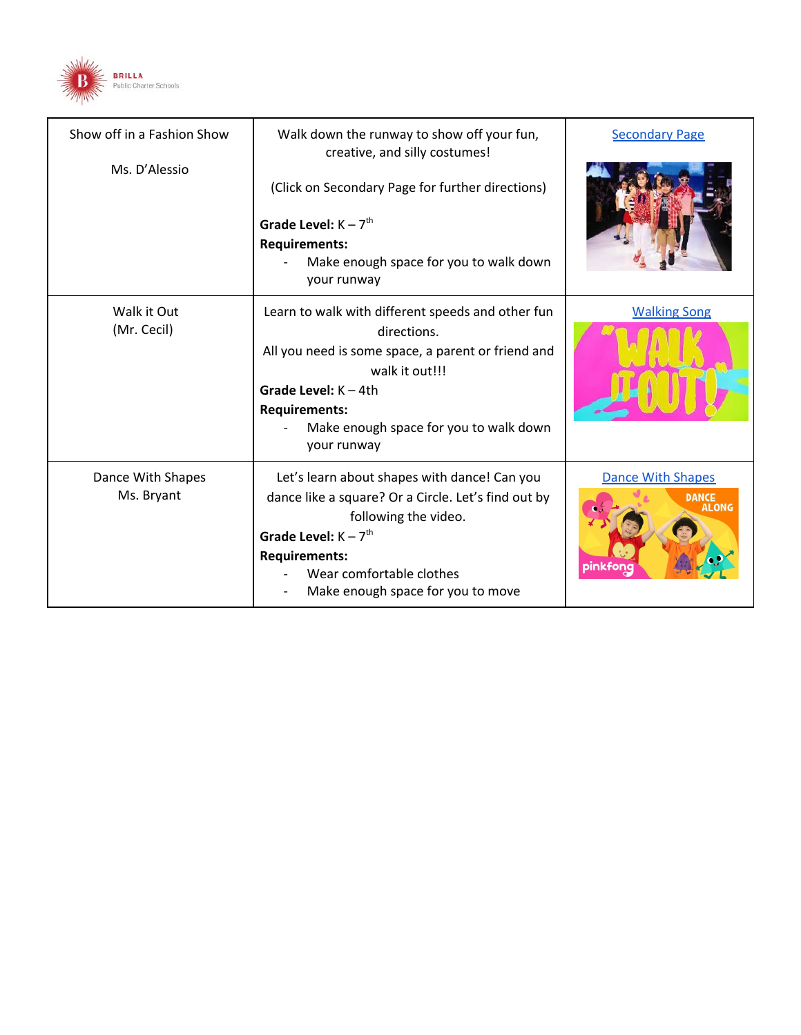| | | |
|---|---|---|
| Show off in a Fashion Show<br><br>Ms. D'Alessio | Walk down the runway to show off your fun, creative, and silly costumes!<br><br>(Click on Secondary Page for further directions)<br><br>**Grade Level:** K – 7th<br>**Requirements:**<br>- Make enough space for you to walk down your runway | Secondary Page |
| Walk it Out<br>(Mr. Cecil) | Learn to walk with different speeds and other fun directions.<br>All you need is some space, a parent or friend and walk it out!!!<br>**Grade Level:** K – 4th<br>**Requirements:**<br>- Make enough space for you to walk down your runway | Walking Song |
| Dance With Shapes<br>Ms. Bryant | Let's learn about shapes with dance! Can you dance like a square? Or a Circle. Let's find out by following the video.<br>**Grade Level:** K – 7th<br>**Requirements:**<br>- Wear comfortable clothes<br>- Make enough space for you to move | Dance With Shapes |